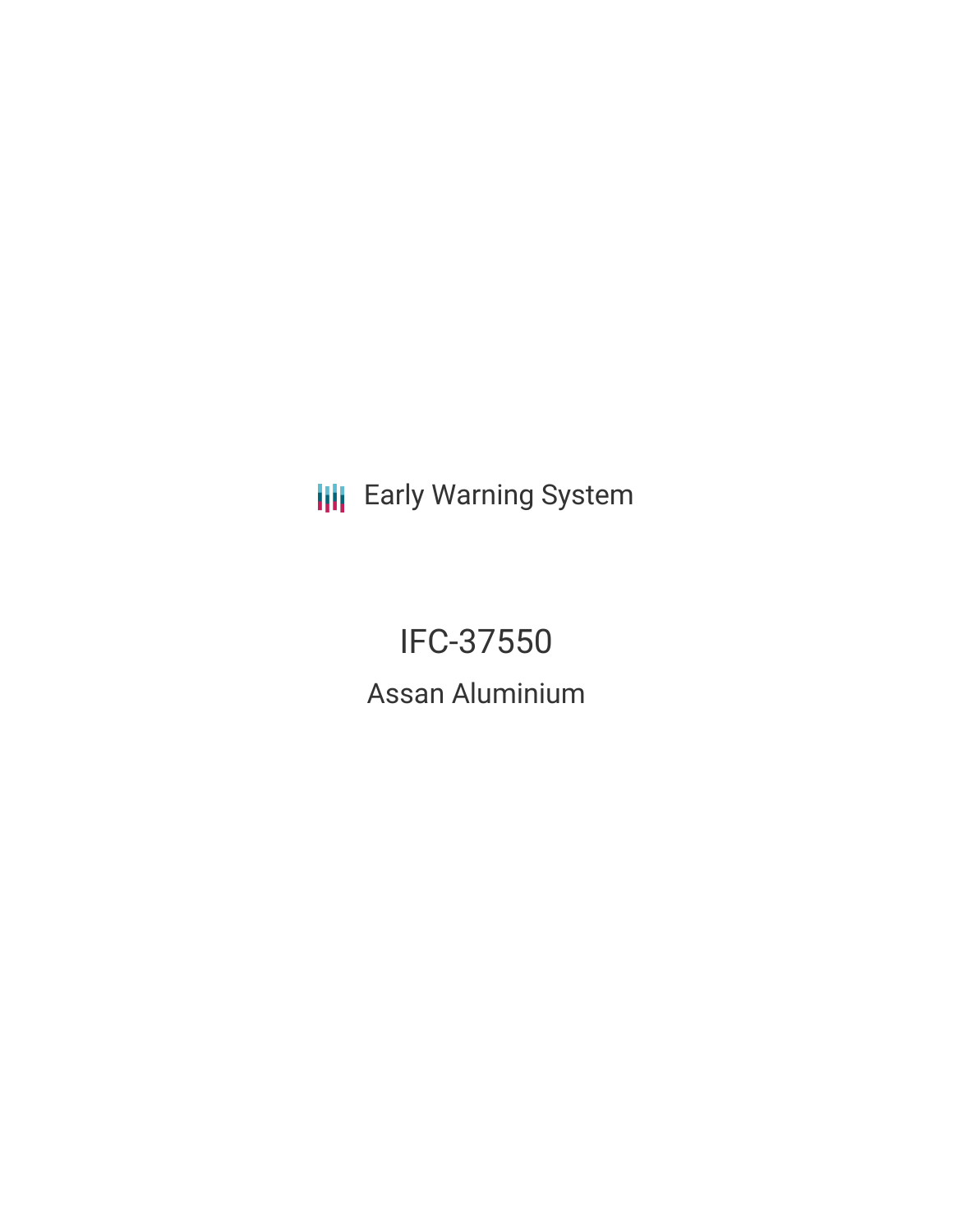Early Warning System

# IFC-37550

## Assan Aluminium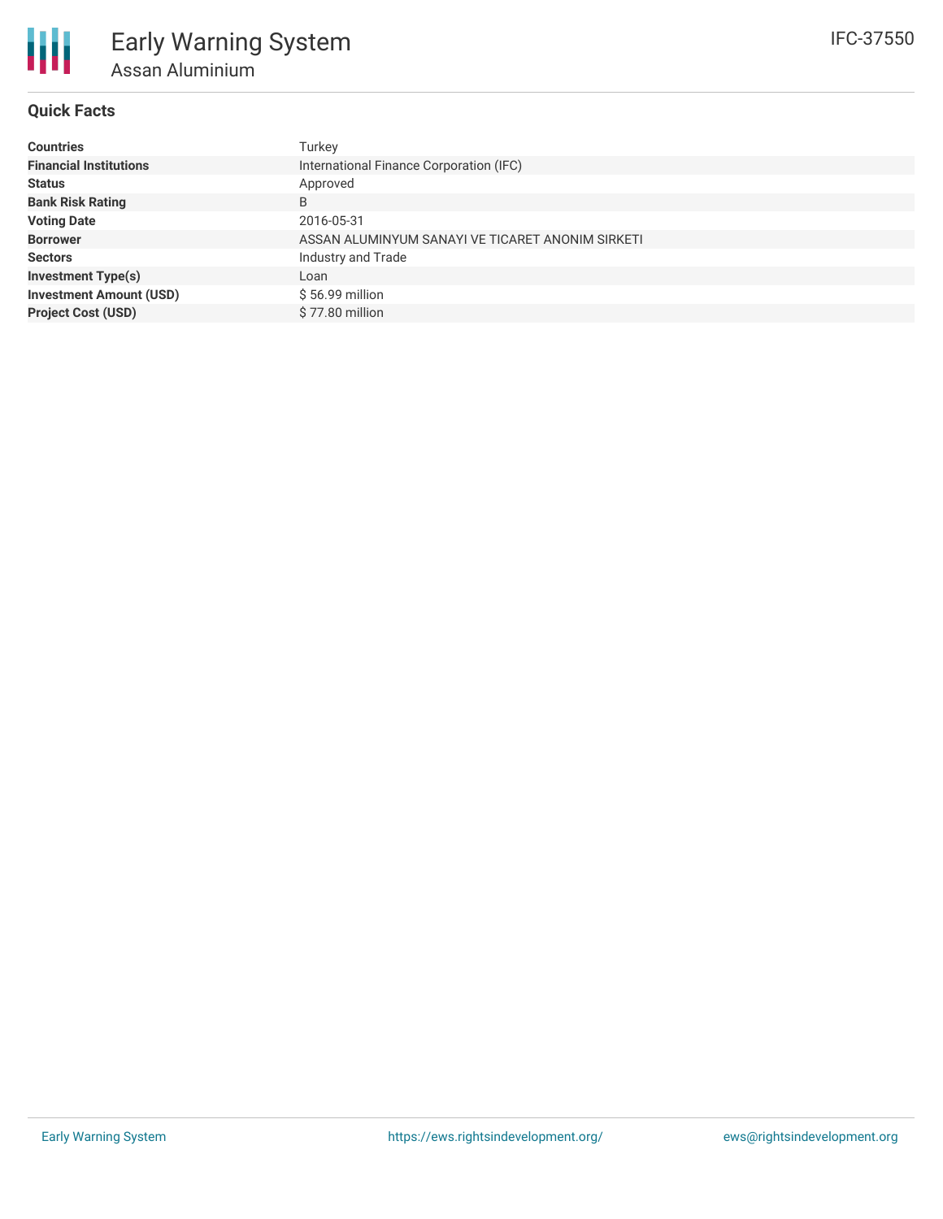# Early Warning System

## Assan Aluminium

IFC-37550

### Quick Facts

| | |
|---|---|
| **Countries** | Turkey |
| **Financial Institutions** | International Finance Corporation (IFC) |
| **Status** | Approved |
| **Bank Risk Rating** | B |
| **Voting Date** | 2016-05-31 |
| **Borrower** | ASSAN ALUMINYUM SANAYI VE TICARET ANONIM SIRKETI |
| **Sectors** | Industry and Trade |
| **Investment Type(s)** | Loan |
| **Investment Amount (USD)** | $ 56.99 million |
| **Project Cost (USD)** | $ 77.80 million |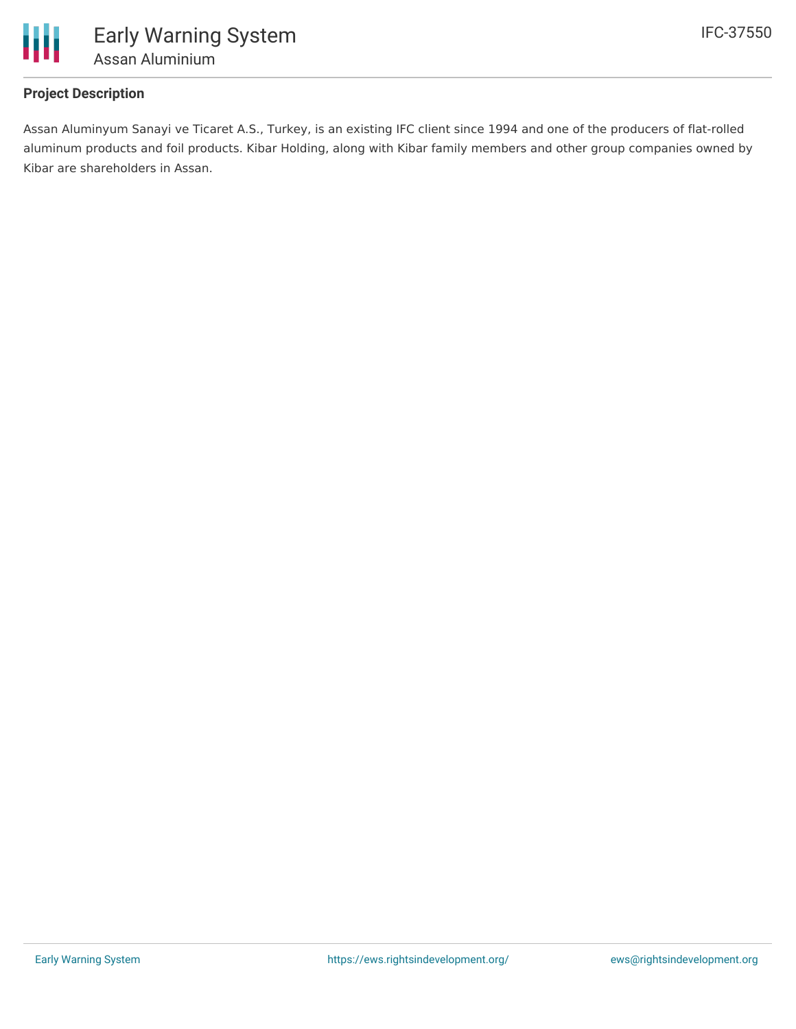### Project Description

Assan Aluminyum Sanayi ve Ticaret A.S., Turkey, is an existing IFC client since 1994 and one of the producers of flat-rolled aluminum products and foil products. Kibar Holding, along with Kibar family members and other group companies owned by Kibar are shareholders in Assan.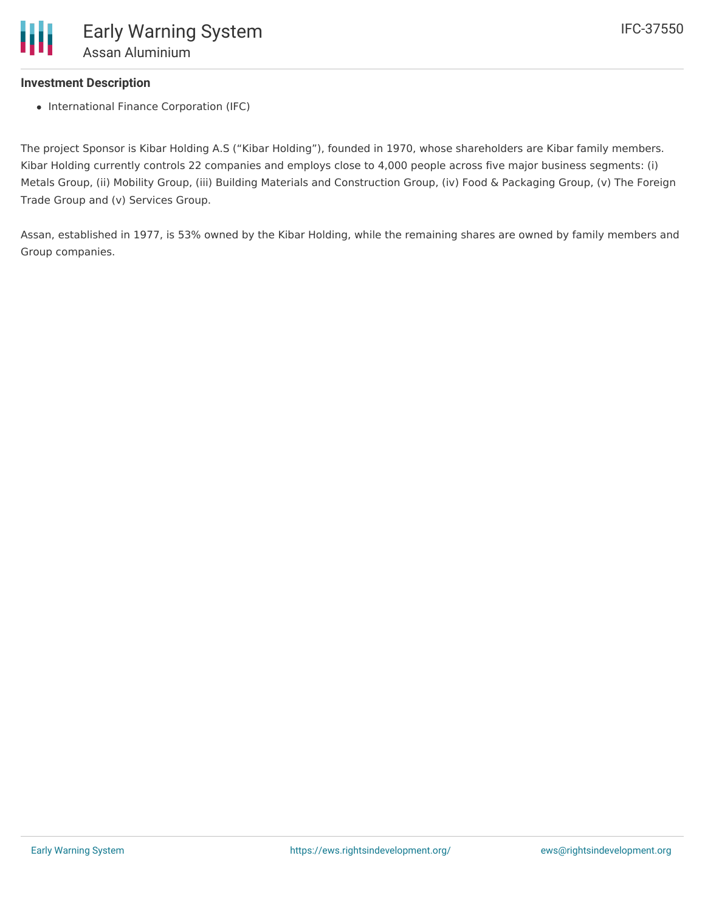### Investment Description

- International Finance Corporation (IFC)

The project Sponsor is Kibar Holding A.S ("Kibar Holding"), founded in 1970, whose shareholders are Kibar family members. Kibar Holding currently controls 22 companies and employs close to 4,000 people across five major business segments: (i) Metals Group, (ii) Mobility Group, (iii) Building Materials and Construction Group, (iv) Food & Packaging Group, (v) The Foreign Trade Group and (v) Services Group.

Assan, established in 1977, is 53% owned by the Kibar Holding, while the remaining shares are owned by family members and Group companies.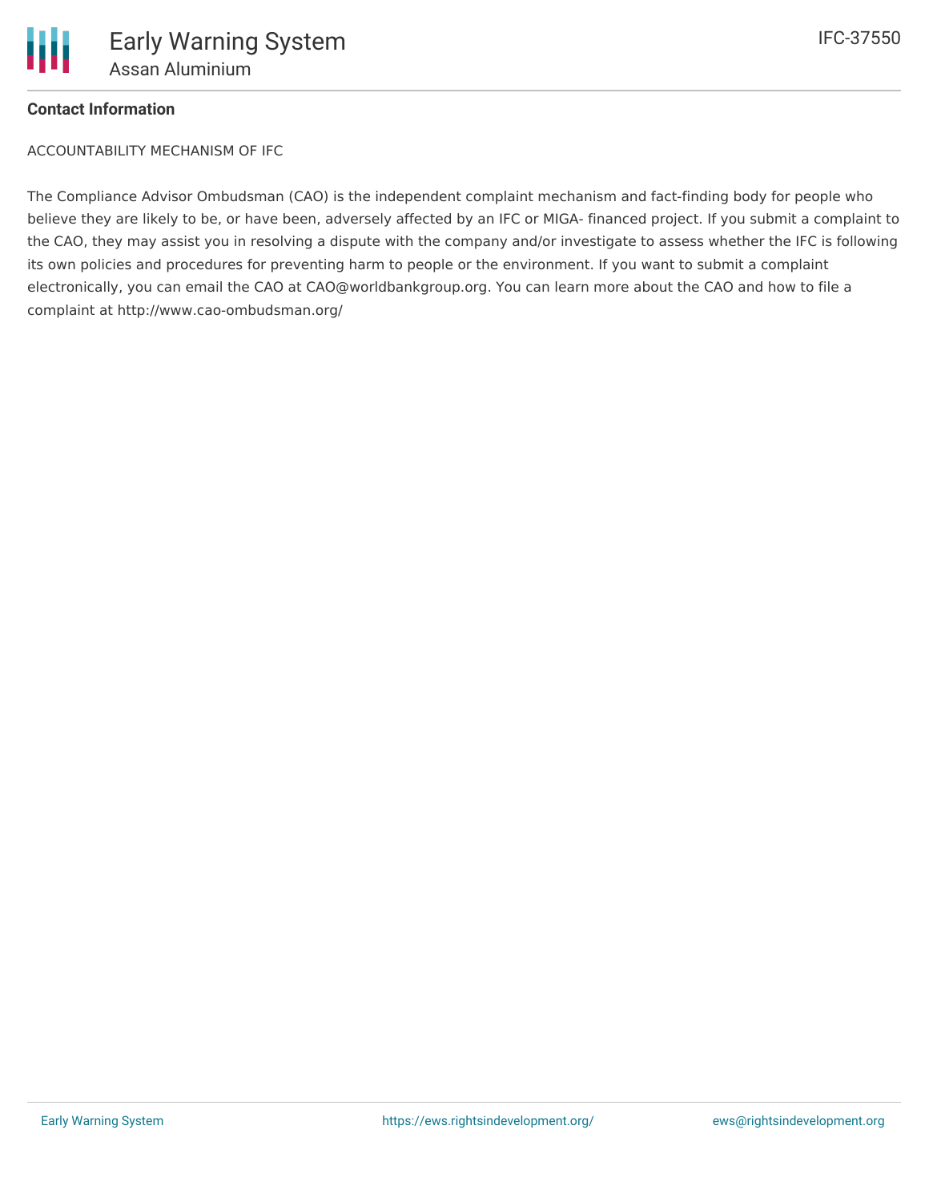#### Contact Information

ACCOUNTABILITY MECHANISM OF IFC

The Compliance Advisor Ombudsman (CAO) is the independent complaint mechanism and fact-finding body for people who believe they are likely to be, or have been, adversely affected by an IFC or MIGA- financed project. If you submit a complaint to the CAO, they may assist you in resolving a dispute with the company and/or investigate to assess whether the IFC is following its own policies and procedures for preventing harm to people or the environment. If you want to submit a complaint electronically, you can email the CAO at CAO@worldbankgroup.org. You can learn more about the CAO and how to file a complaint at http://www.cao-ombudsman.org/